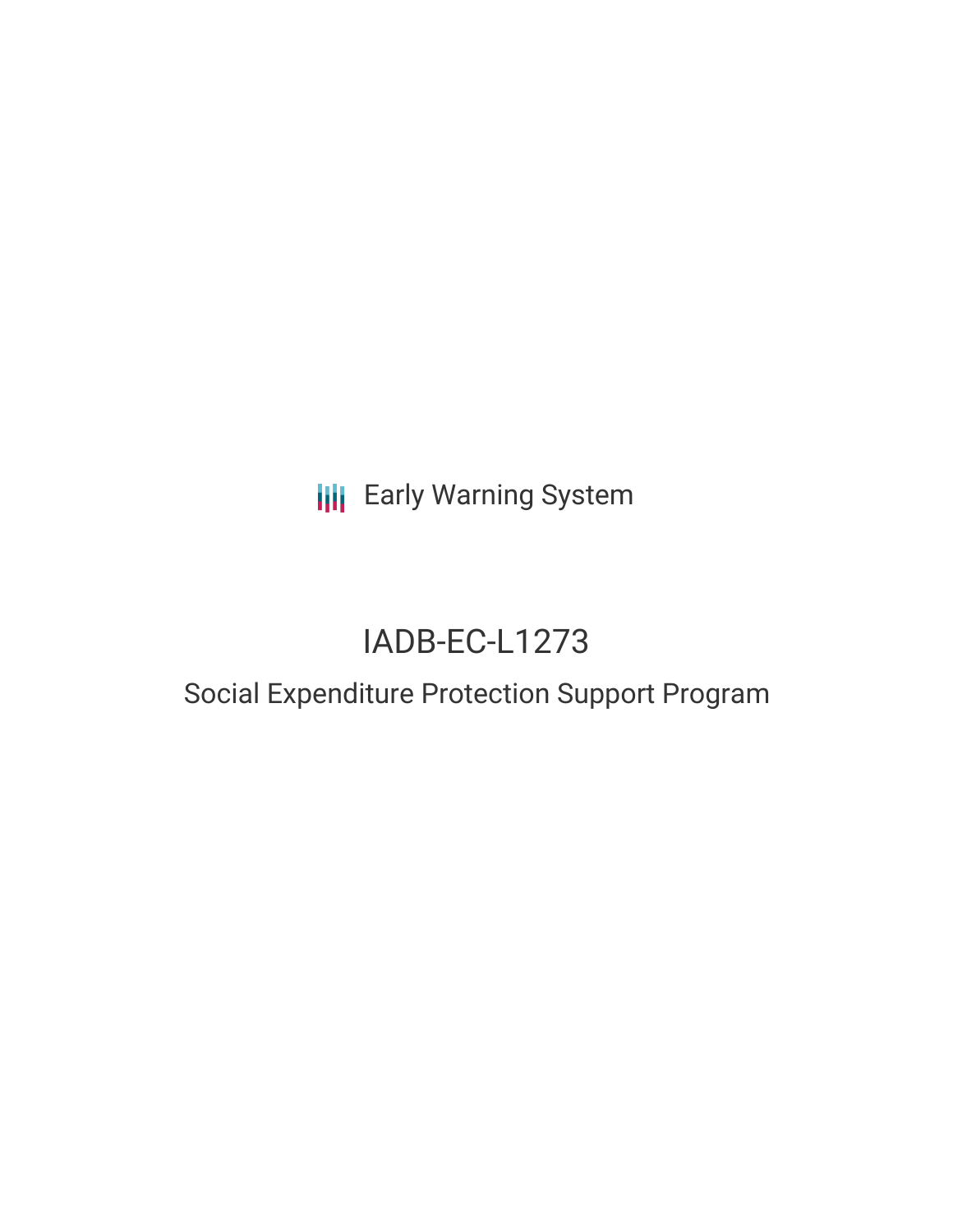Early Warning System

# IADB-EC-L1273

## Social Expenditure Protection Support Program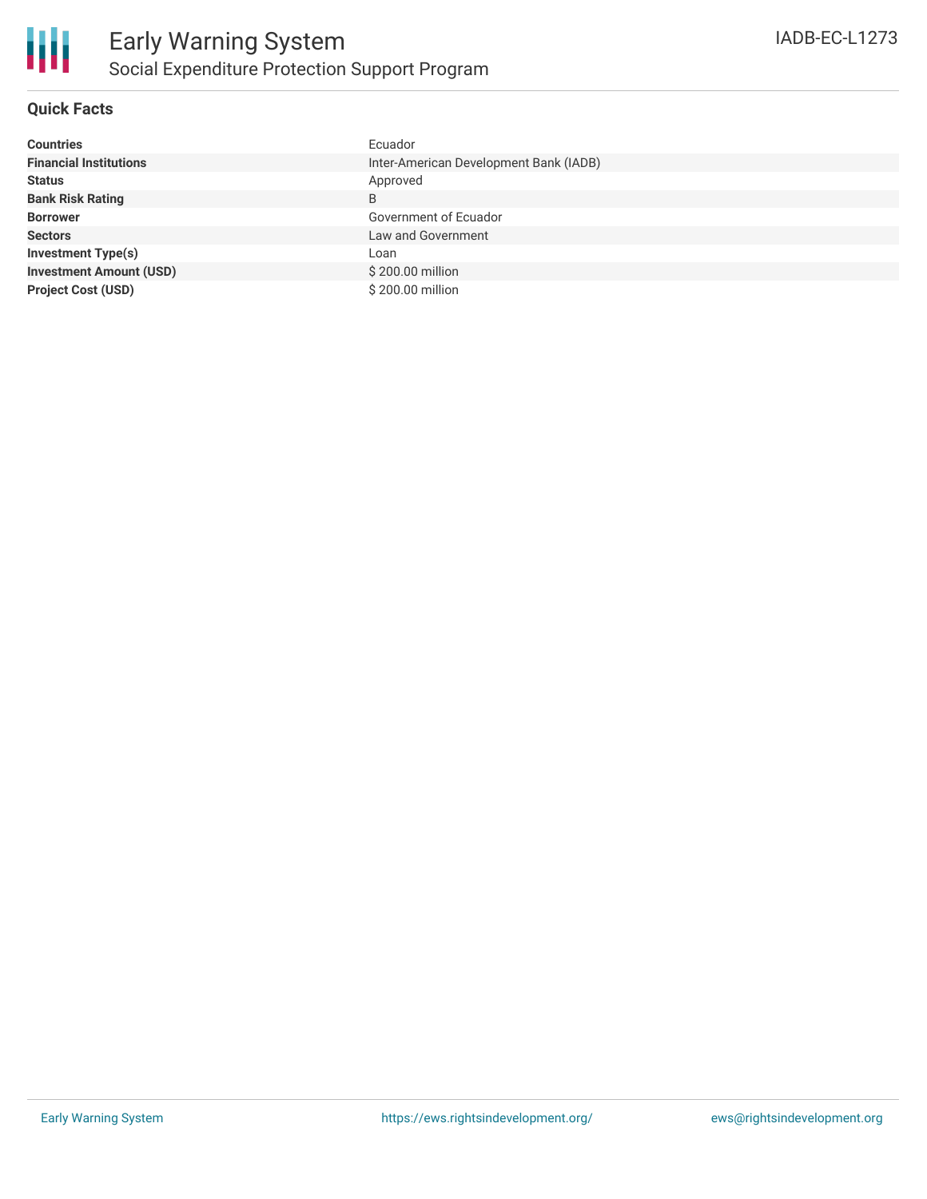## Quick Facts

| | |
|---|---|
| **Countries** | Ecuador |
| **Financial Institutions** | Inter-American Development Bank (IADB) |
| **Status** | Approved |
| **Bank Risk Rating** | B |
| **Borrower** | Government of Ecuador |
| **Sectors** | Law and Government |
| **Investment Type(s)** | Loan |
| **Investment Amount (USD)** | $ 200.00 million |
| **Project Cost (USD)** | $ 200.00 million |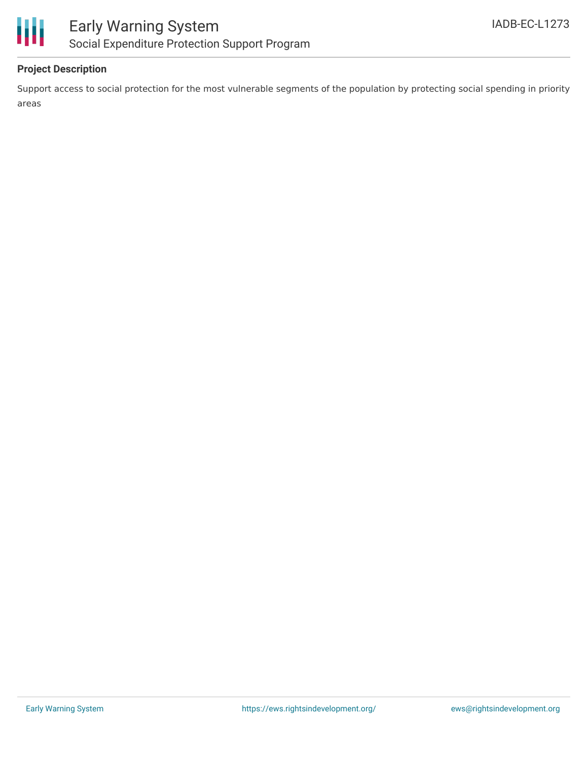## Project Description

Support access to social protection for the most vulnerable segments of the population by protecting social spending in priority areas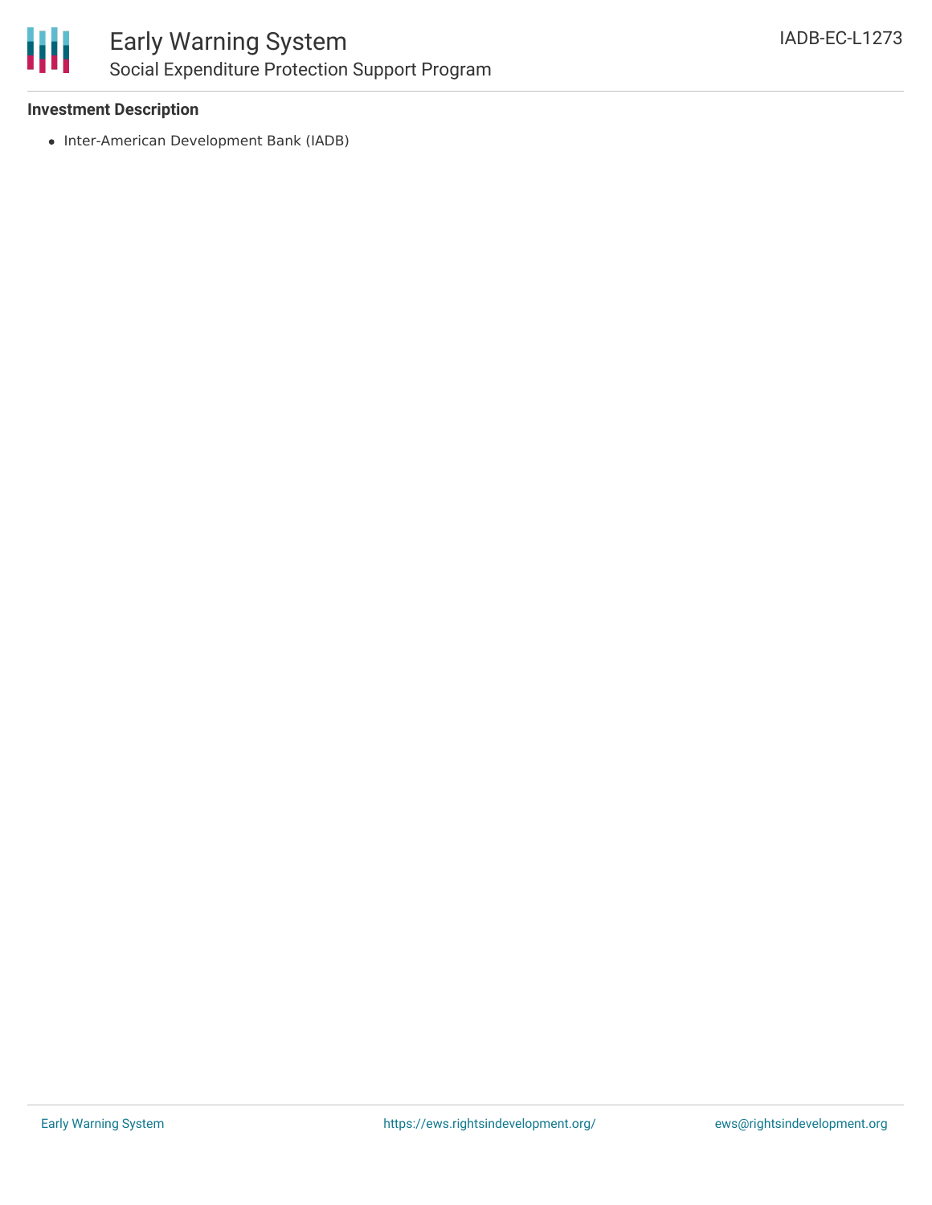**Investment Description**

- Inter-American Development Bank (IADB)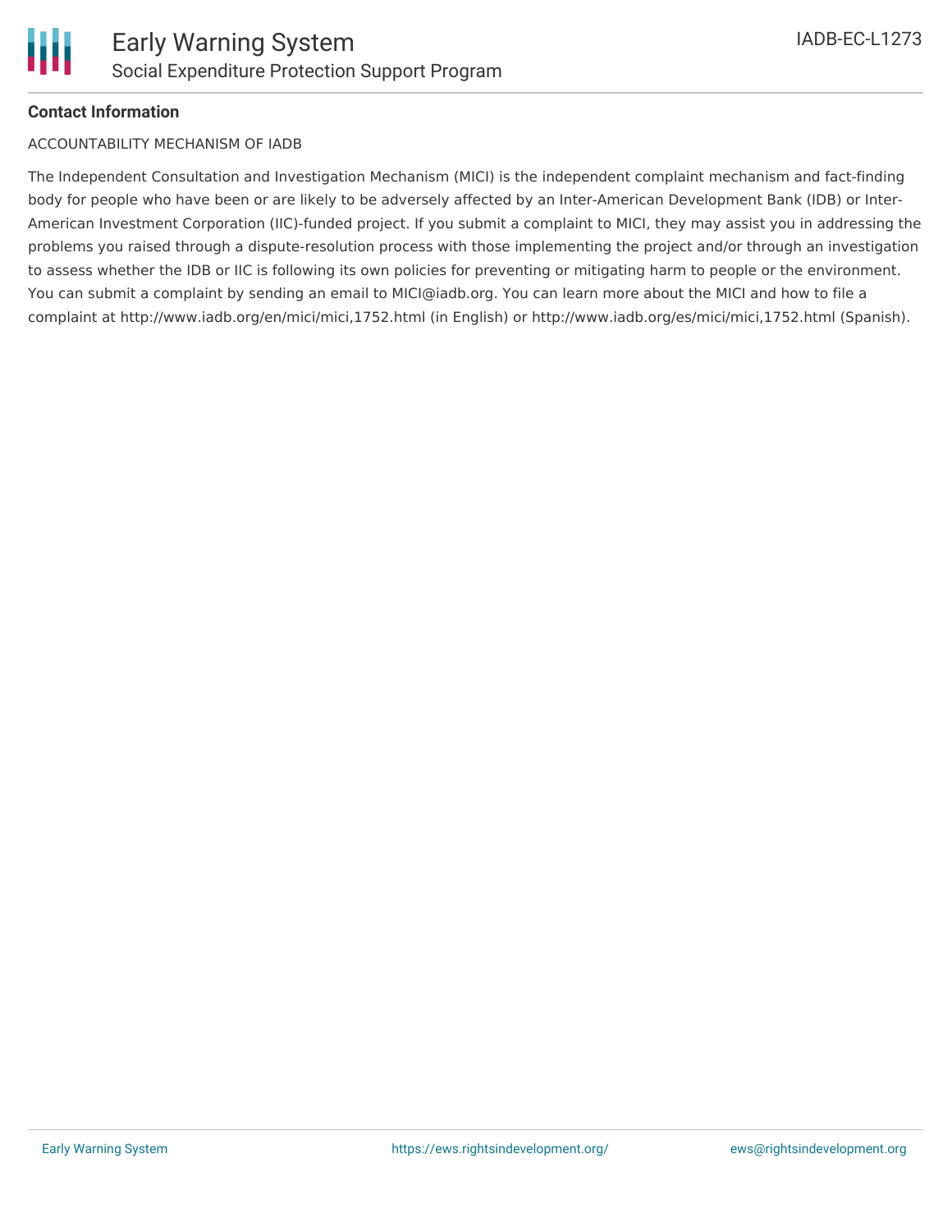**Contact Information**

ACCOUNTABILITY MECHANISM OF IADB

The Independent Consultation and Investigation Mechanism (MICI) is the independent complaint mechanism and fact-finding body for people who have been or are likely to be adversely affected by an Inter-American Development Bank (IDB) or Inter-American Investment Corporation (IIC)-funded project. If you submit a complaint to MICI, they may assist you in addressing the problems you raised through a dispute-resolution process with those implementing the project and/or through an investigation to assess whether the IDB or IIC is following its own policies for preventing or mitigating harm to people or the environment. You can submit a complaint by sending an email to MICI@iadb.org. You can learn more about the MICI and how to file a complaint at http://www.iadb.org/en/mici/mici,1752.html (in English) or http://www.iadb.org/es/mici/mici,1752.html (Spanish).